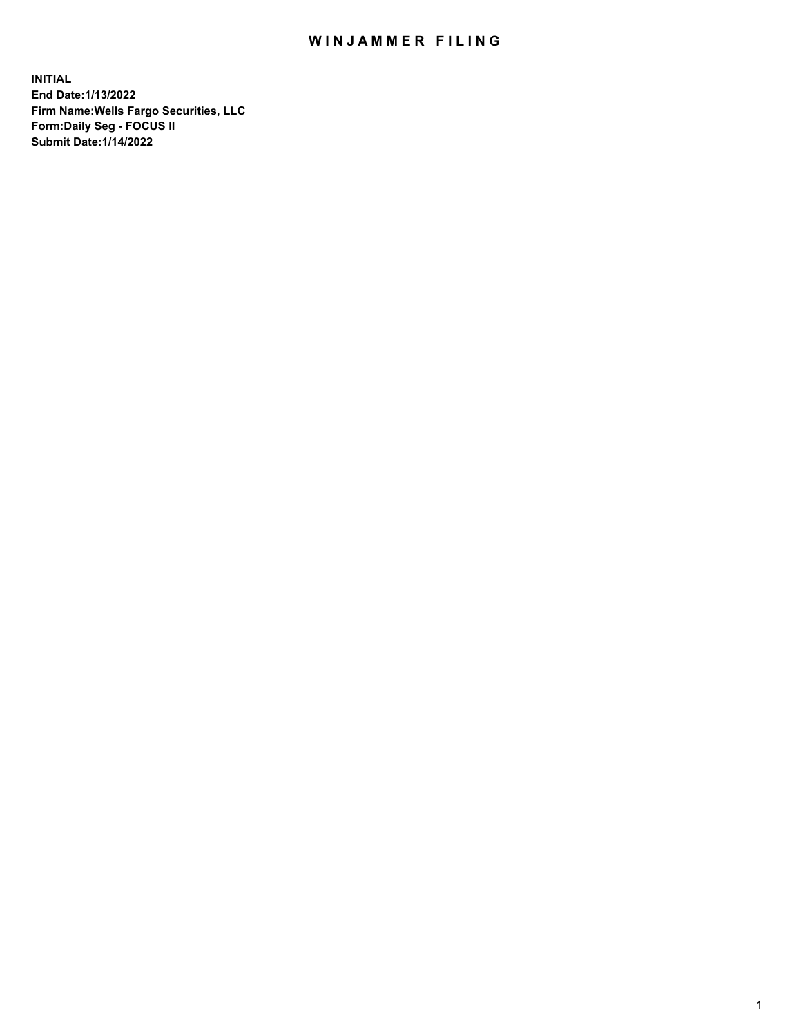# WINJAMMER FILING

**INITIAL**
**End Date:1/13/2022**
**Firm Name:Wells Fargo Securities, LLC**
**Form:Daily Seg - FOCUS II**
**Submit Date:1/14/2022**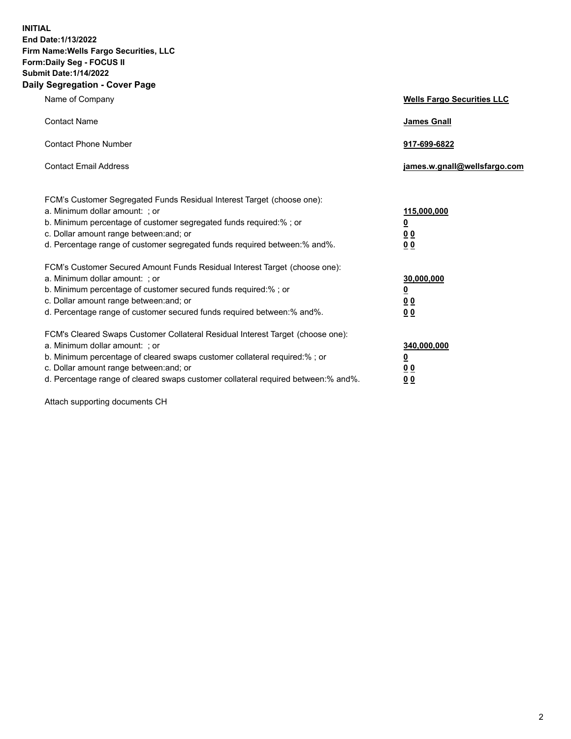**INITIAL**
**End Date:1/13/2022**
**Firm Name:Wells Fargo Securities, LLC**
**Form:Daily Seg - FOCUS II**
**Submit Date:1/14/2022**

## Daily Segregation - Cover Page

| | |
|---|---|
| Name of Company | **Wells Fargo Securities LLC** |
| Contact Name | **James Gnall** |
| Contact Phone Number | **917-699-6822** |
| Contact Email Address | **james.w.gnall@wellsfargo.com** |

| | |
|---|---|
| FCM's Customer Segregated Funds Residual Interest Target (choose one): | |
| a. Minimum dollar amount: ; or | **115,000,000** |
| b. Minimum percentage of customer segregated funds required:% ; or | **0** |
| c. Dollar amount range between:and; or | **0 0** |
| d. Percentage range of customer segregated funds required between:% and%. | **0 0** |
| FCM's Customer Secured Amount Funds Residual Interest Target (choose one): | |
| a. Minimum dollar amount: ; or | **30,000,000** |
| b. Minimum percentage of customer secured funds required:% ; or | **0** |
| c. Dollar amount range between:and; or | **0 0** |
| d. Percentage range of customer secured funds required between:% and%. | **0 0** |
| FCM's Cleared Swaps Customer Collateral Residual Interest Target (choose one): | |
| a. Minimum dollar amount: ; or | **340,000,000** |
| b. Minimum percentage of cleared swaps customer collateral required:% ; or | **0** |
| c. Dollar amount range between:and; or | **0 0** |
| d. Percentage range of cleared swaps customer collateral required between:% and%. | **0 0** |

Attach supporting documents CH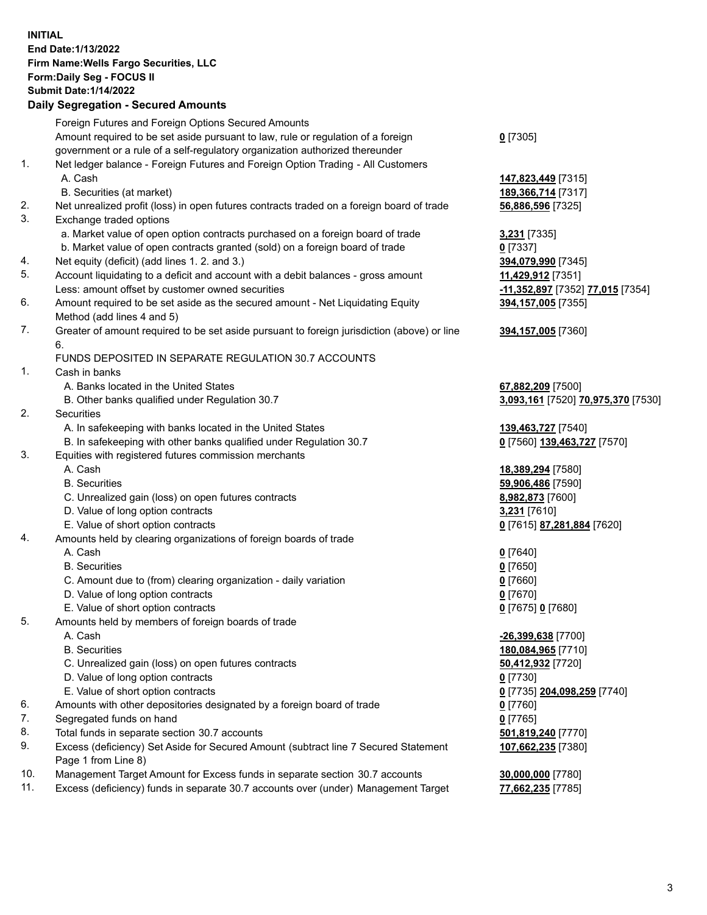**INITIAL**
**End Date:1/13/2022**
**Firm Name:Wells Fargo Securities, LLC**
**Form:Daily Seg - FOCUS II**
**Submit Date:1/14/2022**

## Daily Segregation - Secured Amounts

| | | |
|---|---|---|
| | Foreign Futures and Foreign Options Secured Amounts | |
| | Amount required to be set aside pursuant to law, rule or regulation of a foreign government or a rule of a self-regulatory organization authorized thereunder | **0** [7305] |
| 1. | Net ledger balance - Foreign Futures and Foreign Option Trading - All Customers | |
| | A. Cash | **147,823,449** [7315] |
| | B. Securities (at market) | **189,366,714** [7317] |
| 2. | Net unrealized profit (loss) in open futures contracts traded on a foreign board of trade | **56,886,596** [7325] |
| 3. | Exchange traded options | |
| | a. Market value of open option contracts purchased on a foreign board of trade | **3,231** [7335] |
| | b. Market value of open contracts granted (sold) on a foreign board of trade | **0** [7337] |
| 4. | Net equity (deficit) (add lines 1. 2. and 3.) | **394,079,990** [7345] |
| 5. | Account liquidating to a deficit and account with a debit balances - gross amount | **11,429,912** [7351] |
| | Less: amount offset by customer owned securities | **-11,352,897** [7352] **77,015** [7354] |
| 6. | Amount required to be set aside as the secured amount - Net Liquidating Equity Method (add lines 4 and 5) | **394,157,005** [7355] |
| 7. | Greater of amount required to be set aside pursuant to foreign jurisdiction (above) or line 6. | **394,157,005** [7360] |
| | FUNDS DEPOSITED IN SEPARATE REGULATION 30.7 ACCOUNTS | |
| 1. | Cash in banks | |
| | A. Banks located in the United States | **67,882,209** [7500] |
| | B. Other banks qualified under Regulation 30.7 | **3,093,161** [7520] **70,975,370** [7530] |
| 2. | Securities | |
| | A. In safekeeping with banks located in the United States | **139,463,727** [7540] |
| | B. In safekeeping with other banks qualified under Regulation 30.7 | **0** [7560] **139,463,727** [7570] |
| 3. | Equities with registered futures commission merchants | |
| | A. Cash | **18,389,294** [7580] |
| | B. Securities | **59,906,486** [7590] |
| | C. Unrealized gain (loss) on open futures contracts | **8,982,873** [7600] |
| | D. Value of long option contracts | **3,231** [7610] |
| | E. Value of short option contracts | **0** [7615] **87,281,884** [7620] |
| 4. | Amounts held by clearing organizations of foreign boards of trade | |
| | A. Cash | **0** [7640] |
| | B. Securities | **0** [7650] |
| | C. Amount due to (from) clearing organization - daily variation | **0** [7660] |
| | D. Value of long option contracts | **0** [7670] |
| | E. Value of short option contracts | **0** [7675] **0** [7680] |
| 5. | Amounts held by members of foreign boards of trade | |
| | A. Cash | **-26,399,638** [7700] |
| | B. Securities | **180,084,965** [7710] |
| | C. Unrealized gain (loss) on open futures contracts | **50,412,932** [7720] |
| | D. Value of long option contracts | **0** [7730] |
| | E. Value of short option contracts | **0** [7735] **204,098,259** [7740] |
| 6. | Amounts with other depositories designated by a foreign board of trade | **0** [7760] |
| 7. | Segregated funds on hand | **0** [7765] |
| 8. | Total funds in separate section 30.7 accounts | **501,819,240** [7770] |
| 9. | Excess (deficiency) Set Aside for Secured Amount (subtract line 7 Secured Statement Page 1 from Line 8) | **107,662,235** [7380] |
| 10. | Management Target Amount for Excess funds in separate section 30.7 accounts | **30,000,000** [7780] |
| 11. | Excess (deficiency) funds in separate 30.7 accounts over (under) Management Target | **77,662,235** [7785] |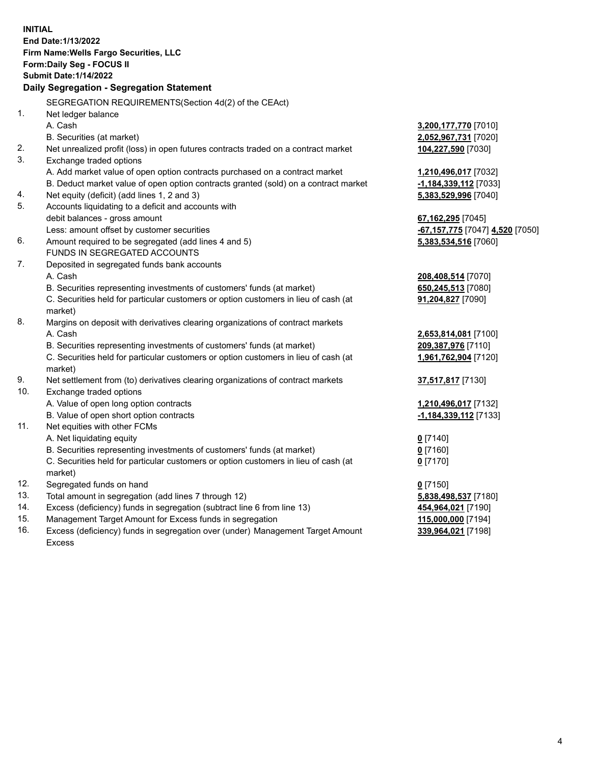**INITIAL**
**End Date:1/13/2022**
**Firm Name:Wells Fargo Securities, LLC**
**Form:Daily Seg - FOCUS II**
**Submit Date:1/14/2022**

**Daily Segregation - Segregation Statement**

| | SEGREGATION REQUIREMENTS(Section 4d(2) of the CEAct) | |
|---|---|---|
| 1. | Net ledger balance | |
| | A. Cash | **3,200,177,770** [7010] |
| | B. Securities (at market) | **2,052,967,731** [7020] |
| 2. | Net unrealized profit (loss) in open futures contracts traded on a contract market | **104,227,590** [7030] |
| 3. | Exchange traded options | |
| | A. Add market value of open option contracts purchased on a contract market | **1,210,496,017** [7032] |
| | B. Deduct market value of open option contracts granted (sold) on a contract market | **-1,184,339,112** [7033] |
| 4. | Net equity (deficit) (add lines 1, 2 and 3) | **5,383,529,996** [7040] |
| 5. | Accounts liquidating to a deficit and accounts with debit balances - gross amount | **67,162,295** [7045] |
| | Less: amount offset by customer securities | **-67,157,775** [7047] **4,520** [7050] |
| 6. | Amount required to be segregated (add lines 4 and 5) | **5,383,534,516** [7060] |
| | FUNDS IN SEGREGATED ACCOUNTS | |
| 7. | Deposited in segregated funds bank accounts | |
| | A. Cash | **208,408,514** [7070] |
| | B. Securities representing investments of customers' funds (at market) | **650,245,513** [7080] |
| | C. Securities held for particular customers or option customers in lieu of cash (at market) | **91,204,827** [7090] |
| 8. | Margins on deposit with derivatives clearing organizations of contract markets | |
| | A. Cash | **2,653,814,081** [7100] |
| | B. Securities representing investments of customers' funds (at market) | **209,387,976** [7110] |
| | C. Securities held for particular customers or option customers in lieu of cash (at market) | **1,961,762,904** [7120] |
| 9. | Net settlement from (to) derivatives clearing organizations of contract markets | **37,517,817** [7130] |
| 10. | Exchange traded options | |
| | A. Value of open long option contracts | **1,210,496,017** [7132] |
| | B. Value of open short option contracts | **-1,184,339,112** [7133] |
| 11. | Net equities with other FCMs | |
| | A. Net liquidating equity | **0** [7140] |
| | B. Securities representing investments of customers' funds (at market) | **0** [7160] |
| | C. Securities held for particular customers or option customers in lieu of cash (at market) | **0** [7170] |
| 12. | Segregated funds on hand | **0** [7150] |
| 13. | Total amount in segregation (add lines 7 through 12) | **5,838,498,537** [7180] |
| 14. | Excess (deficiency) funds in segregation (subtract line 6 from line 13) | **454,964,021** [7190] |
| 15. | Management Target Amount for Excess funds in segregation | **115,000,000** [7194] |
| 16. | Excess (deficiency) funds in segregation over (under) Management Target Amount Excess | **339,964,021** [7198] |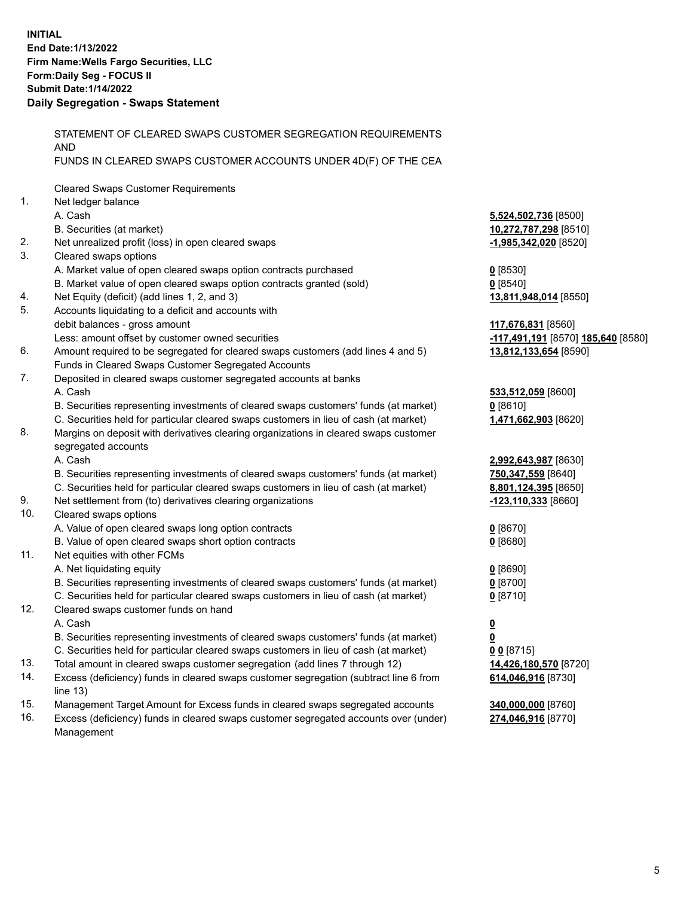**INITIAL**
**End Date:1/13/2022**
**Firm Name:Wells Fargo Securities, LLC**
**Form:Daily Seg - FOCUS II**
**Submit Date:1/14/2022**
**Daily Segregation - Swaps Statement**

STATEMENT OF CLEARED SWAPS CUSTOMER SEGREGATION REQUIREMENTS AND
FUNDS IN CLEARED SWAPS CUSTOMER ACCOUNTS UNDER 4D(F) OF THE CEA

| | | |
|---|---|---|
| | Cleared Swaps Customer Requirements | |
| 1. | Net ledger balance | |
| | A. Cash | **5,524,502,736** [8500] |
| | B. Securities (at market) | **10,272,787,298** [8510] |
| 2. | Net unrealized profit (loss) in open cleared swaps | **-1,985,342,020** [8520] |
| 3. | Cleared swaps options | |
| | A. Market value of open cleared swaps option contracts purchased | **0** [8530] |
| | B. Market value of open cleared swaps option contracts granted (sold) | **0** [8540] |
| 4. | Net Equity (deficit) (add lines 1, 2, and 3) | **13,811,948,014** [8550] |
| 5. | Accounts liquidating to a deficit and accounts with debit balances - gross amount | **117,676,831** [8560] |
| | Less: amount offset by customer owned securities | **-117,491,191** [8570] **185,640** [8580] |
| 6. | Amount required to be segregated for cleared swaps customers (add lines 4 and 5) | **13,812,133,654** [8590] |
| | Funds in Cleared Swaps Customer Segregated Accounts | |
| 7. | Deposited in cleared swaps customer segregated accounts at banks | |
| | A. Cash | **533,512,059** [8600] |
| | B. Securities representing investments of cleared swaps customers' funds (at market) | **0** [8610] |
| | C. Securities held for particular cleared swaps customers in lieu of cash (at market) | **1,471,662,903** [8620] |
| 8. | Margins on deposit with derivatives clearing organizations in cleared swaps customer segregated accounts | |
| | A. Cash | **2,992,643,987** [8630] |
| | B. Securities representing investments of cleared swaps customers' funds (at market) | **750,347,559** [8640] |
| | C. Securities held for particular cleared swaps customers in lieu of cash (at market) | **8,801,124,395** [8650] |
| 9. | Net settlement from (to) derivatives clearing organizations | **-123,110,333** [8660] |
| 10. | Cleared swaps options | |
| | A. Value of open cleared swaps long option contracts | **0** [8670] |
| | B. Value of open cleared swaps short option contracts | **0** [8680] |
| 11. | Net equities with other FCMs | |
| | A. Net liquidating equity | **0** [8690] |
| | B. Securities representing investments of cleared swaps customers' funds (at market) | **0** [8700] |
| | C. Securities held for particular cleared swaps customers in lieu of cash (at market) | **0** [8710] |
| 12. | Cleared swaps customer funds on hand | |
| | A. Cash | **0** |
| | B. Securities representing investments of cleared swaps customers' funds (at market) | **0** |
| | C. Securities held for particular cleared swaps customers in lieu of cash (at market) | **0** **0** [8715] |
| 13. | Total amount in cleared swaps customer segregation (add lines 7 through 12) | **14,426,180,570** [8720] |
| 14. | Excess (deficiency) funds in cleared swaps customer segregation (subtract line 6 from line 13) | **614,046,916** [8730] |
| 15. | Management Target Amount for Excess funds in cleared swaps segregated accounts | **340,000,000** [8760] |
| 16. | Excess (deficiency) funds in cleared swaps customer segregated accounts over (under) Management | **274,046,916** [8770] |